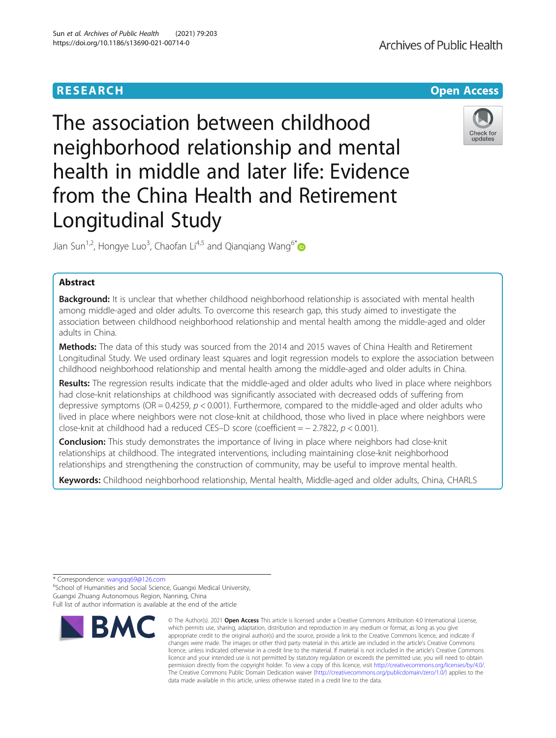RESEARCH

Open Access

# The association between childhood neighborhood relationship and mental health in middle and later life: Evidence from the China Health and Retirement Longitudinal Study

Jian Sun[1,2], Hongye Luo[3], Chaofan Li[4,5] and Qianqiang Wang[6*]

## Abstract

**Background:** It is unclear that whether childhood neighborhood relationship is associated with mental health among middle-aged and older adults. To overcome this research gap, this study aimed to investigate the association between childhood neighborhood relationship and mental health among the middle-aged and older adults in China.

**Methods:** The data of this study was sourced from the 2014 and 2015 waves of China Health and Retirement Longitudinal Study. We used ordinary least squares and logit regression models to explore the association between childhood neighborhood relationship and mental health among the middle-aged and older adults in China.

**Results:** The regression results indicate that the middle-aged and older adults who lived in place where neighbors had close-knit relationships at childhood was significantly associated with decreased odds of suffering from depressive symptoms (OR = 0.4259, $p < 0.001$). Furthermore, compared to the middle-aged and older adults who lived in place where neighbors were not close-knit at childhood, those who lived in place where neighbors were close-knit at childhood had a reduced CES–D score (coefficient = − 2.7822, $p < 0.001$).

**Conclusion:** This study demonstrates the importance of living in place where neighbors had close-knit relationships at childhood. The integrated interventions, including maintaining close-knit neighborhood relationships and strengthening the construction of community, may be useful to improve mental health.

**Keywords:** Childhood neighborhood relationship, Mental health, Middle-aged and older adults, China, CHARLS

---

\* Correspondence: wangqq69@126.com
[6]School of Humanities and Social Science, Guangxi Medical University, Guangxi Zhuang Autonomous Region, Nanning, China
Full list of author information is available at the end of the article

© The Author(s). 2021 **Open Access** This article is licensed under a Creative Commons Attribution 4.0 International License, which permits use, sharing, adaptation, distribution and reproduction in any medium or format, as long as you give appropriate credit to the original author(s) and the source, provide a link to the Creative Commons licence, and indicate if changes were made. The images or other third party material in this article are included in the article's Creative Commons licence, unless indicated otherwise in a credit line to the material. If material is not included in the article's Creative Commons licence and your intended use is not permitted by statutory regulation or exceeds the permitted use, you will need to obtain permission directly from the copyright holder. To view a copy of this licence, visit http://creativecommons.org/licenses/by/4.0/. The Creative Commons Public Domain Dedication waiver (http://creativecommons.org/publicdomain/zero/1.0/) applies to the data made available in this article, unless otherwise stated in a credit line to the data.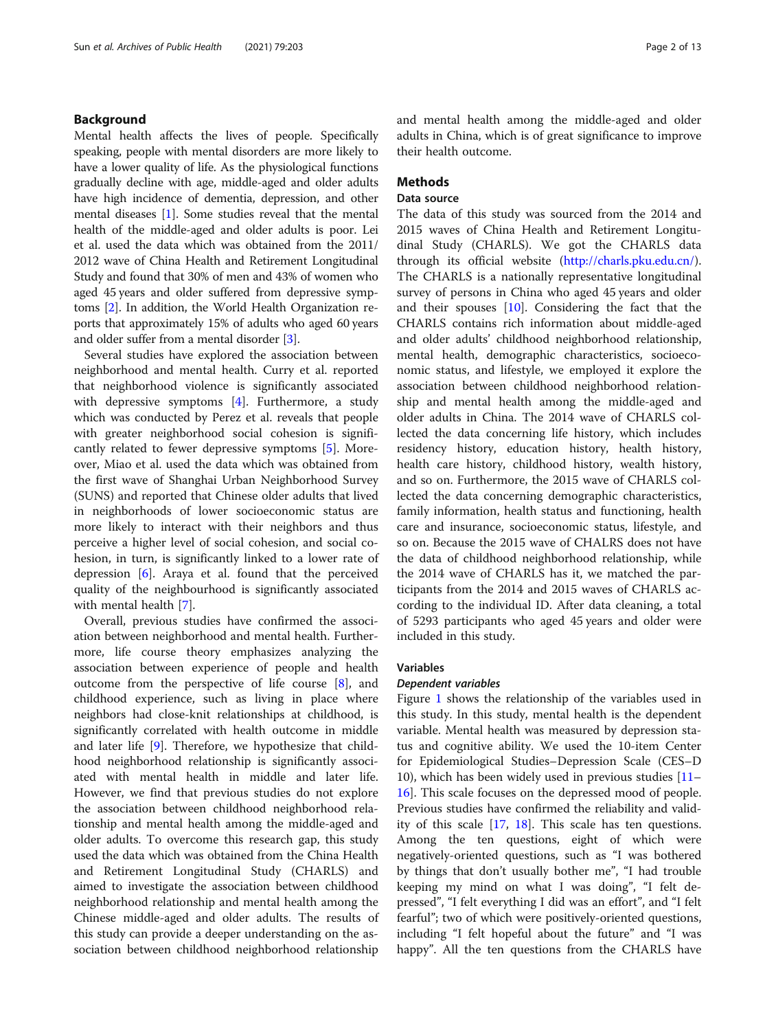## Background

Mental health affects the lives of people. Specifically speaking, people with mental disorders are more likely to have a lower quality of life. As the physiological functions gradually decline with age, middle-aged and older adults have high incidence of dementia, depression, and other mental diseases [1]. Some studies reveal that the mental health of the middle-aged and older adults is poor. Lei et al. used the data which was obtained from the 2011/2012 wave of China Health and Retirement Longitudinal Study and found that 30% of men and 43% of women who aged 45 years and older suffered from depressive symptoms [2]. In addition, the World Health Organization reports that approximately 15% of adults who aged 60 years and older suffer from a mental disorder [3].

Several studies have explored the association between neighborhood and mental health. Curry et al. reported that neighborhood violence is significantly associated with depressive symptoms [4]. Furthermore, a study which was conducted by Perez et al. reveals that people with greater neighborhood social cohesion is significantly related to fewer depressive symptoms [5]. Moreover, Miao et al. used the data which was obtained from the first wave of Shanghai Urban Neighborhood Survey (SUNS) and reported that Chinese older adults that lived in neighborhoods of lower socioeconomic status are more likely to interact with their neighbors and thus perceive a higher level of social cohesion, and social cohesion, in turn, is significantly linked to a lower rate of depression [6]. Araya et al. found that the perceived quality of the neighbourhood is significantly associated with mental health [7].

Overall, previous studies have confirmed the association between neighborhood and mental health. Furthermore, life course theory emphasizes analyzing the association between experience of people and health outcome from the perspective of life course [8], and childhood experience, such as living in place where neighbors had close-knit relationships at childhood, is significantly correlated with health outcome in middle and later life [9]. Therefore, we hypothesize that childhood neighborhood relationship is significantly associated with mental health in middle and later life. However, we find that previous studies do not explore the association between childhood neighborhood relationship and mental health among the middle-aged and older adults. To overcome this research gap, this study used the data which was obtained from the China Health and Retirement Longitudinal Study (CHARLS) and aimed to investigate the association between childhood neighborhood relationship and mental health among the Chinese middle-aged and older adults. The results of this study can provide a deeper understanding on the association between childhood neighborhood relationship and mental health among the middle-aged and older adults in China, which is of great significance to improve their health outcome.

## Methods

### Data source

The data of this study was sourced from the 2014 and 2015 waves of China Health and Retirement Longitudinal Study (CHARLS). We got the CHARLS data through its official website (http://charls.pku.edu.cn/). The CHARLS is a nationally representative longitudinal survey of persons in China who aged 45 years and older and their spouses [10]. Considering the fact that the CHARLS contains rich information about middle-aged and older adults' childhood neighborhood relationship, mental health, demographic characteristics, socioeconomic status, and lifestyle, we employed it explore the association between childhood neighborhood relationship and mental health among the middle-aged and older adults in China. The 2014 wave of CHARLS collected the data concerning life history, which includes residency history, education history, health history, health care history, childhood history, wealth history, and so on. Furthermore, the 2015 wave of CHARLS collected the data concerning demographic characteristics, family information, health status and functioning, health care and insurance, socioeconomic status, lifestyle, and so on. Because the 2015 wave of CHALRS does not have the data of childhood neighborhood relationship, while the 2014 wave of CHARLS has it, we matched the participants from the 2014 and 2015 waves of CHARLS according to the individual ID. After data cleaning, a total of 5293 participants who aged 45 years and older were included in this study.

### Variables

#### *Dependent variables*

Figure 1 shows the relationship of the variables used in this study. In this study, mental health is the dependent variable. Mental health was measured by depression status and cognitive ability. We used the 10-item Center for Epidemiological Studies–Depression Scale (CES–D 10), which has been widely used in previous studies [11–16]. This scale focuses on the depressed mood of people. Previous studies have confirmed the reliability and validity of this scale [17, 18]. This scale has ten questions. Among the ten questions, eight of which were negatively-oriented questions, such as "I was bothered by things that don't usually bother me", "I had trouble keeping my mind on what I was doing", "I felt depressed", "I felt everything I did was an effort", and "I felt fearful"; two of which were positively-oriented questions, including "I felt hopeful about the future" and "I was happy". All the ten questions from the CHARLS have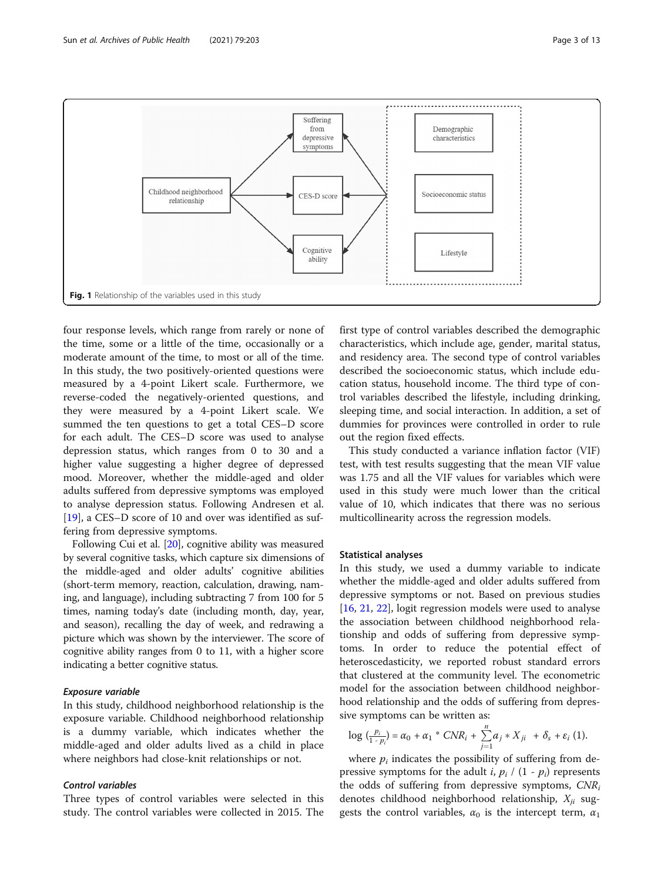**Fig. 1** Relationship of the variables used in this study

four response levels, which range from rarely or none of the time, some or a little of the time, occasionally or a moderate amount of the time, to most or all of the time. In this study, the two positively-oriented questions were measured by a 4-point Likert scale. Furthermore, we reverse-coded the negatively-oriented questions, and they were measured by a 4-point Likert scale. We summed the ten questions to get a total CES–D score for each adult. The CES–D score was used to analyse depression status, which ranges from 0 to 30 and a higher value suggesting a higher degree of depressed mood. Moreover, whether the middle-aged and older adults suffered from depressive symptoms was employed to analyse depression status. Following Andresen et al. [19], a CES–D score of 10 and over was identified as suffering from depressive symptoms.

Following Cui et al. [20], cognitive ability was measured by several cognitive tasks, which capture six dimensions of the middle-aged and older adults' cognitive abilities (short-term memory, reaction, calculation, drawing, naming, and language), including subtracting 7 from 100 for 5 times, naming today's date (including month, day, year, and season), recalling the day of week, and redrawing a picture which was shown by the interviewer. The score of cognitive ability ranges from 0 to 11, with a higher score indicating a better cognitive status.

### *Exposure variable*

In this study, childhood neighborhood relationship is the exposure variable. Childhood neighborhood relationship is a dummy variable, which indicates whether the middle-aged and older adults lived as a child in place where neighbors had close-knit relationships or not.

### *Control variables*

Three types of control variables were selected in this study. The control variables were collected in 2015. The first type of control variables described the demographic characteristics, which include age, gender, marital status, and residency area. The second type of control variables described the socioeconomic status, which include education status, household income. The third type of control variables described the lifestyle, including drinking, sleeping time, and social interaction. In addition, a set of dummies for provinces were controlled in order to rule out the region fixed effects.

This study conducted a variance inflation factor (VIF) test, with test results suggesting that the mean VIF value was 1.75 and all the VIF values for variables which were used in this study were much lower than the critical value of 10, which indicates that there was no serious multicollinearity across the regression models.

## Statistical analyses

In this study, we used a dummy variable to indicate whether the middle-aged and older adults suffered from depressive symptoms or not. Based on previous studies [16, 21, 22], logit regression models were used to analyse the association between childhood neighborhood relationship and odds of suffering from depressive symptoms. In order to reduce the potential effect of heteroscedasticity, we reported robust standard errors that clustered at the community level. The econometric model for the association between childhood neighborhood relationship and the odds of suffering from depressive symptoms can be written as:

$$\log\left(\frac{p_i}{1 - p_i}\right) = \alpha_0 + \alpha_1 * CNR_i + \sum_{j=1}^{n} a_j * X_{ji} + \delta_s + \varepsilon_i \quad (1).$$

where $p_i$ indicates the possibility of suffering from depressive symptoms for the adult $i$, $p_i$ / (1 - $p_i$) represents the odds of suffering from depressive symptoms, $CNR_i$ denotes childhood neighborhood relationship, $X_{ji}$ suggests the control variables, $\alpha_0$ is the intercept term, $\alpha_1$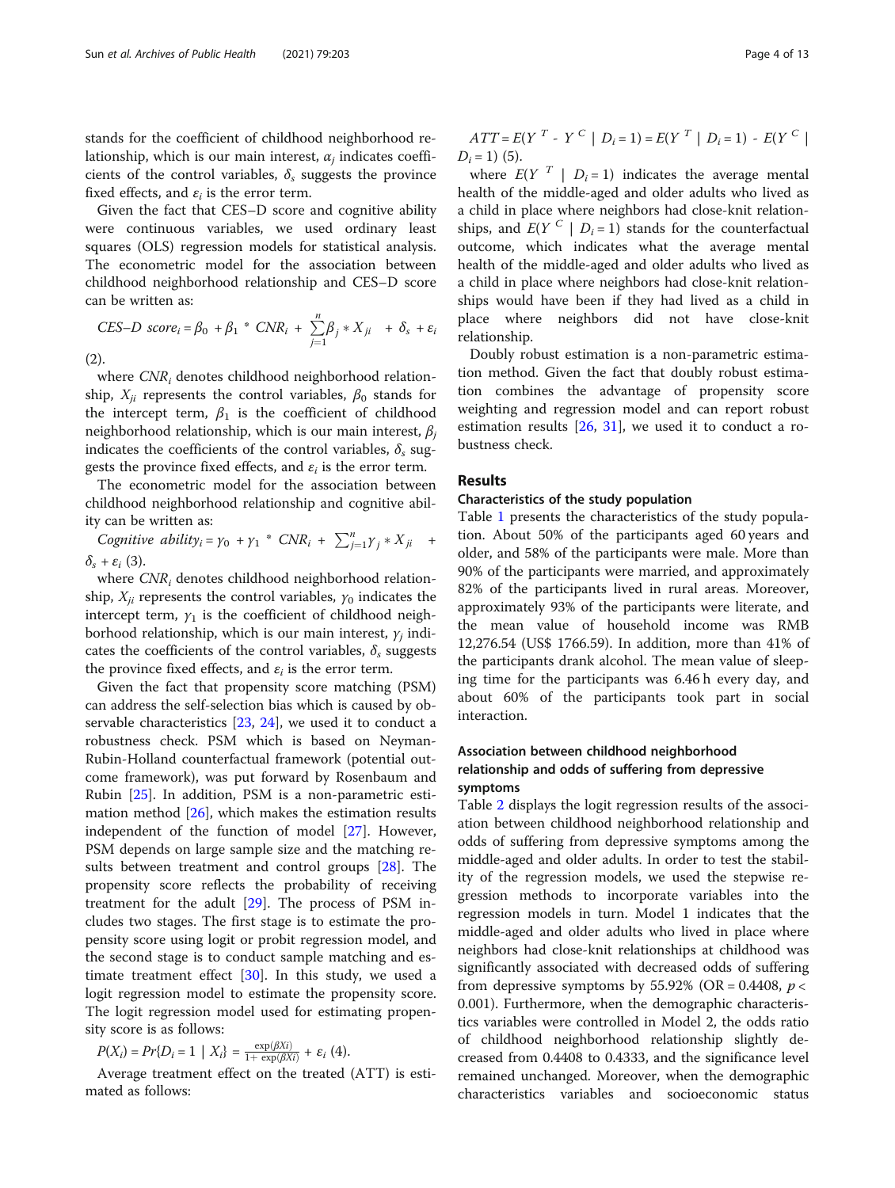stands for the coefficient of childhood neighborhood relationship, which is our main interest, $\alpha_j$ indicates coefficients of the control variables, $\delta_s$ suggests the province fixed effects, and $\varepsilon_i$ is the error term.

Given the fact that CES–D score and cognitive ability were continuous variables, we used ordinary least squares (OLS) regression models for statistical analysis. The econometric model for the association between childhood neighborhood relationship and CES–D score can be written as:

$$CES\text{–}D\ score_i = \beta_0 + \beta_1 * CNR_i + \sum_{j=1}^{n} \beta_j * X_{ji} + \delta_s + \varepsilon_i$$

(2).

where $CNR_i$ denotes childhood neighborhood relationship, $X_{ji}$ represents the control variables, $\beta_0$ stands for the intercept term, $\beta_1$ is the coefficient of childhood neighborhood relationship, which is our main interest, $\beta_j$ indicates the coefficients of the control variables, $\delta_s$ suggests the province fixed effects, and $\varepsilon_i$ is the error term.

The econometric model for the association between childhood neighborhood relationship and cognitive ability can be written as:

$$Cognitive\ ability_i = \gamma_0 + \gamma_1 * CNR_i + \sum_{j=1}^{n} \gamma_j * X_{ji} + \delta_s + \varepsilon_i \quad (3).$$

where $CNR_i$ denotes childhood neighborhood relationship, $X_{ji}$ represents the control variables, $\gamma_0$ indicates the intercept term, $\gamma_1$ is the coefficient of childhood neighborhood relationship, which is our main interest, $\gamma_j$ indicates the coefficients of the control variables, $\delta_s$ suggests the province fixed effects, and $\varepsilon_i$ is the error term.

Given the fact that propensity score matching (PSM) can address the self-selection bias which is caused by observable characteristics [23, 24], we used it to conduct a robustness check. PSM which is based on Neyman-Rubin-Holland counterfactual framework (potential outcome framework), was put forward by Rosenbaum and Rubin [25]. In addition, PSM is a non-parametric estimation method [26], which makes the estimation results independent of the function of model [27]. However, PSM depends on large sample size and the matching results between treatment and control groups [28]. The propensity score reflects the probability of receiving treatment for the adult [29]. The process of PSM includes two stages. The first stage is to estimate the propensity score using logit or probit regression model, and the second stage is to conduct sample matching and estimate treatment effect [30]. In this study, we used a logit regression model to estimate the propensity score. The logit regression model used for estimating propensity score is as follows:

$$P(X_i) = Pr\{D_i = 1 \mid X_i\} = \frac{\exp(\beta Xi)}{1 + \exp(\beta Xi)} + \varepsilon_i \quad (4).$$

Average treatment effect on the treated (ATT) is estimated as follows:

$$ATT = E(Y^T - Y^C \mid D_i = 1) = E(Y^T \mid D_i = 1) - E(Y^C \mid D_i = 1) \quad (5).$$

where $E(Y^T \mid D_i = 1)$ indicates the average mental health of the middle-aged and older adults who lived as a child in place where neighbors had close-knit relationships, and $E(Y^C \mid D_i = 1)$ stands for the counterfactual outcome, which indicates what the average mental health of the middle-aged and older adults who lived as a child in place where neighbors had close-knit relationships would have been if they had lived as a child in place where neighbors did not have close-knit relationship.

Doubly robust estimation is a non-parametric estimation method. Given the fact that doubly robust estimation combines the advantage of propensity score weighting and regression model and can report robust estimation results [26, 31], we used it to conduct a robustness check.

## Results

### Characteristics of the study population

Table 1 presents the characteristics of the study population. About 50% of the participants aged 60 years and older, and 58% of the participants were male. More than 90% of the participants were married, and approximately 82% of the participants lived in rural areas. Moreover, approximately 93% of the participants were literate, and the mean value of household income was RMB 12,276.54 (US$ 1766.59). In addition, more than 41% of the participants drank alcohol. The mean value of sleeping time for the participants was 6.46 h every day, and about 60% of the participants took part in social interaction.

### Association between childhood neighborhood relationship and odds of suffering from depressive symptoms

Table 2 displays the logit regression results of the association between childhood neighborhood relationship and odds of suffering from depressive symptoms among the middle-aged and older adults. In order to test the stability of the regression models, we used the stepwise regression methods to incorporate variables into the regression models in turn. Model 1 indicates that the middle-aged and older adults who lived in place where neighbors had close-knit relationships at childhood was significantly associated with decreased odds of suffering from depressive symptoms by 55.92% (OR = 0.4408, $p < 0.001$). Furthermore, when the demographic characteristics variables were controlled in Model 2, the odds ratio of childhood neighborhood relationship slightly decreased from 0.4408 to 0.4333, and the significance level remained unchanged. Moreover, when the demographic characteristics variables and socioeconomic status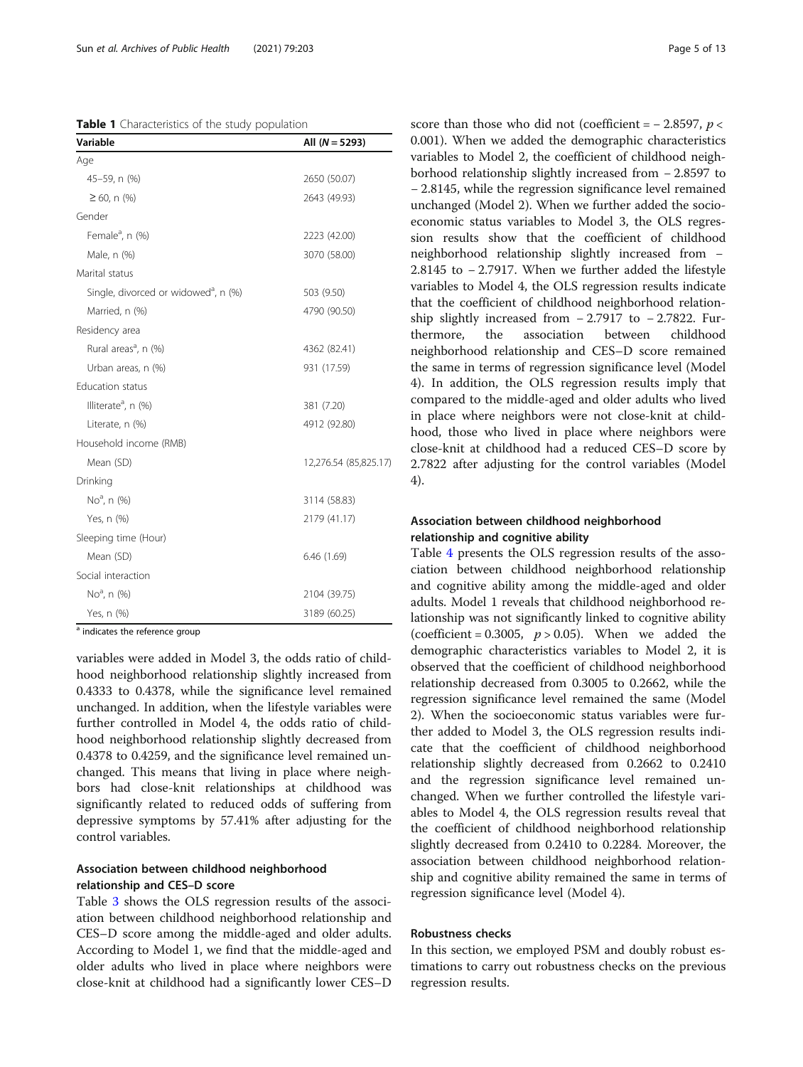**Table 1** Characteristics of the study population

| Variable | All (N = 5293) |
| --- | --- |
| Age | |
| 45–59, n (%) | 2650 (50.07) |
| ≥ 60, n (%) | 2643 (49.93) |
| Gender | |
| Female[a], n (%) | 2223 (42.00) |
| Male, n (%) | 3070 (58.00) |
| Marital status | |
| Single, divorced or widowed[a], n (%) | 503 (9.50) |
| Married, n (%) | 4790 (90.50) |
| Residency area | |
| Rural areas[a], n (%) | 4362 (82.41) |
| Urban areas, n (%) | 931 (17.59) |
| Education status | |
| Illiterate[a], n (%) | 381 (7.20) |
| Literate, n (%) | 4912 (92.80) |
| Household income (RMB) | |
| Mean (SD) | 12,276.54 (85,825.17) |
| Drinking | |
| No[a], n (%) | 3114 (58.83) |
| Yes, n (%) | 2179 (41.17) |
| Sleeping time (Hour) | |
| Mean (SD) | 6.46 (1.69) |
| Social interaction | |
| No[a], n (%) | 2104 (39.75) |
| Yes, n (%) | 3189 (60.25) |

[a] indicates the reference group

variables were added in Model 3, the odds ratio of childhood neighborhood relationship slightly increased from 0.4333 to 0.4378, while the significance level remained unchanged. In addition, when the lifestyle variables were further controlled in Model 4, the odds ratio of childhood neighborhood relationship slightly decreased from 0.4378 to 0.4259, and the significance level remained unchanged. This means that living in place where neighbors had close-knit relationships at childhood was significantly related to reduced odds of suffering from depressive symptoms by 57.41% after adjusting for the control variables.

### Association between childhood neighborhood relationship and CES–D score

Table 3 shows the OLS regression results of the association between childhood neighborhood relationship and CES–D score among the middle-aged and older adults. According to Model 1, we find that the middle-aged and older adults who lived in place where neighbors were close-knit at childhood had a significantly lower CES–D score than those who did not (coefficient = − 2.8597, $p < 0.001$). When we added the demographic characteristics variables to Model 2, the coefficient of childhood neighborhood relationship slightly increased from − 2.8597 to − 2.8145, while the regression significance level remained unchanged (Model 2). When we further added the socioeconomic status variables to Model 3, the OLS regression results show that the coefficient of childhood neighborhood relationship slightly increased from − 2.8145 to − 2.7917. When we further added the lifestyle variables to Model 4, the OLS regression results indicate that the coefficient of childhood neighborhood relationship slightly increased from − 2.7917 to − 2.7822. Furthermore, the association between childhood neighborhood relationship and CES–D score remained the same in terms of regression significance level (Model 4). In addition, the OLS regression results imply that compared to the middle-aged and older adults who lived in place where neighbors were not close-knit at childhood, those who lived in place where neighbors were close-knit at childhood had a reduced CES–D score by 2.7822 after adjusting for the control variables (Model 4).

### Association between childhood neighborhood relationship and cognitive ability

Table 4 presents the OLS regression results of the association between childhood neighborhood relationship and cognitive ability among the middle-aged and older adults. Model 1 reveals that childhood neighborhood relationship was not significantly linked to cognitive ability (coefficient = 0.3005, $p > 0.05$). When we added the demographic characteristics variables to Model 2, it is observed that the coefficient of childhood neighborhood relationship decreased from 0.3005 to 0.2662, while the regression significance level remained the same (Model 2). When the socioeconomic status variables were further added to Model 3, the OLS regression results indicate that the coefficient of childhood neighborhood relationship slightly decreased from 0.2662 to 0.2410 and the regression significance level remained unchanged. When we further controlled the lifestyle variables to Model 4, the OLS regression results reveal that the coefficient of childhood neighborhood relationship slightly decreased from 0.2410 to 0.2284. Moreover, the association between childhood neighborhood relationship and cognitive ability remained the same in terms of regression significance level (Model 4).

### Robustness checks

In this section, we employed PSM and doubly robust estimations to carry out robustness checks on the previous regression results.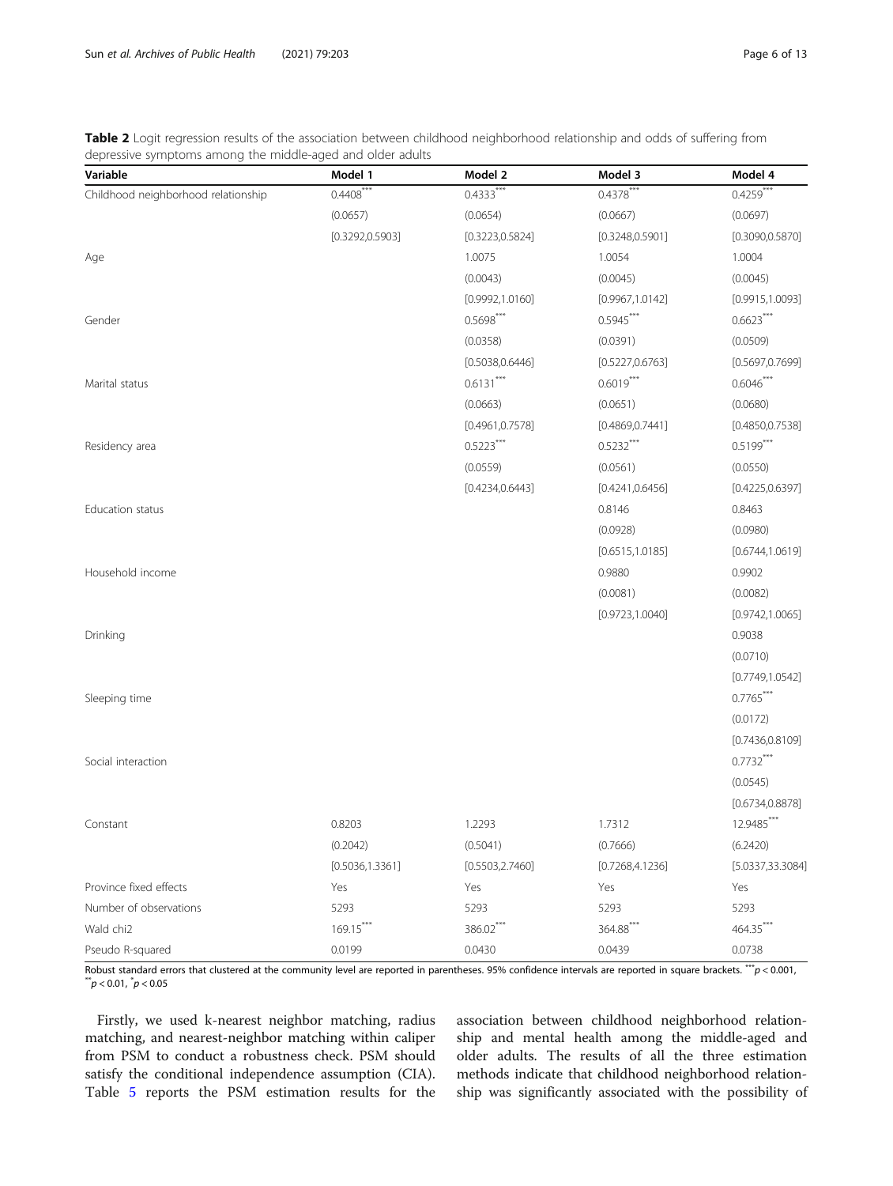**Table 2** Logit regression results of the association between childhood neighborhood relationship and odds of suffering from depressive symptoms among the middle-aged and older adults

| Variable | Model 1 | Model 2 | Model 3 | Model 4 |
|---|---|---|---|---|
| Childhood neighborhood relationship | 0.4408*** | 0.4333*** | 0.4378*** | 0.4259*** |
| | (0.0657) | (0.0654) | (0.0667) | (0.0697) |
| | [0.3292,0.5903] | [0.3223,0.5824] | [0.3248,0.5901] | [0.3090,0.5870] |
| Age | | 1.0075 | 1.0054 | 1.0004 |
| | | (0.0043) | (0.0045) | (0.0045) |
| | | [0.9992,1.0160] | [0.9967,1.0142] | [0.9915,1.0093] |
| Gender | | 0.5698*** | 0.5945*** | 0.6623*** |
| | | (0.0358) | (0.0391) | (0.0509) |
| | | [0.5038,0.6446] | [0.5227,0.6763] | [0.5697,0.7699] |
| Marital status | | 0.6131*** | 0.6019*** | 0.6046*** |
| | | (0.0663) | (0.0651) | (0.0680) |
| | | [0.4961,0.7578] | [0.4869,0.7441] | [0.4850,0.7538] |
| Residency area | | 0.5223*** | 0.5232*** | 0.5199*** |
| | | (0.0559) | (0.0561) | (0.0550) |
| | | [0.4234,0.6443] | [0.4241,0.6456] | [0.4225,0.6397] |
| Education status | | | 0.8146 | 0.8463 |
| | | | (0.0928) | (0.0980) |
| | | | [0.6515,1.0185] | [0.6744,1.0619] |
| Household income | | | 0.9880 | 0.9902 |
| | | | (0.0081) | (0.0082) |
| | | | [0.9723,1.0040] | [0.9742,1.0065] |
| Drinking | | | | 0.9038 |
| | | | | (0.0710) |
| | | | | [0.7749,1.0542] |
| Sleeping time | | | | 0.7765*** |
| | | | | (0.0172) |
| | | | | [0.7436,0.8109] |
| Social interaction | | | | 0.7732*** |
| | | | | (0.0545) |
| | | | | [0.6734,0.8878] |
| Constant | 0.8203 | 1.2293 | 1.7312 | 12.9485*** |
| | (0.2042) | (0.5041) | (0.7666) | (6.2420) |
| | [0.5036,1.3361] | [0.5503,2.7460] | [0.7268,4.1236] | [5.0337,33.3084] |
| Province fixed effects | Yes | Yes | Yes | Yes |
| Number of observations | 5293 | 5293 | 5293 | 5293 |
| Wald chi2 | 169.15*** | 386.02*** | 364.88*** | 464.35*** |
| Pseudo R-squared | 0.0199 | 0.0430 | 0.0439 | 0.0738 |

Robust standard errors that clustered at the community level are reported in parentheses. 95% confidence intervals are reported in square brackets. ***$p < 0.001$, **$p < 0.01$, *$p < 0.05$

Firstly, we used k-nearest neighbor matching, radius matching, and nearest-neighbor matching within caliper from PSM to conduct a robustness check. PSM should satisfy the conditional independence assumption (CIA). Table 5 reports the PSM estimation results for the association between childhood neighborhood relationship and mental health among the middle-aged and older adults. The results of all the three estimation methods indicate that childhood neighborhood relationship was significantly associated with the possibility of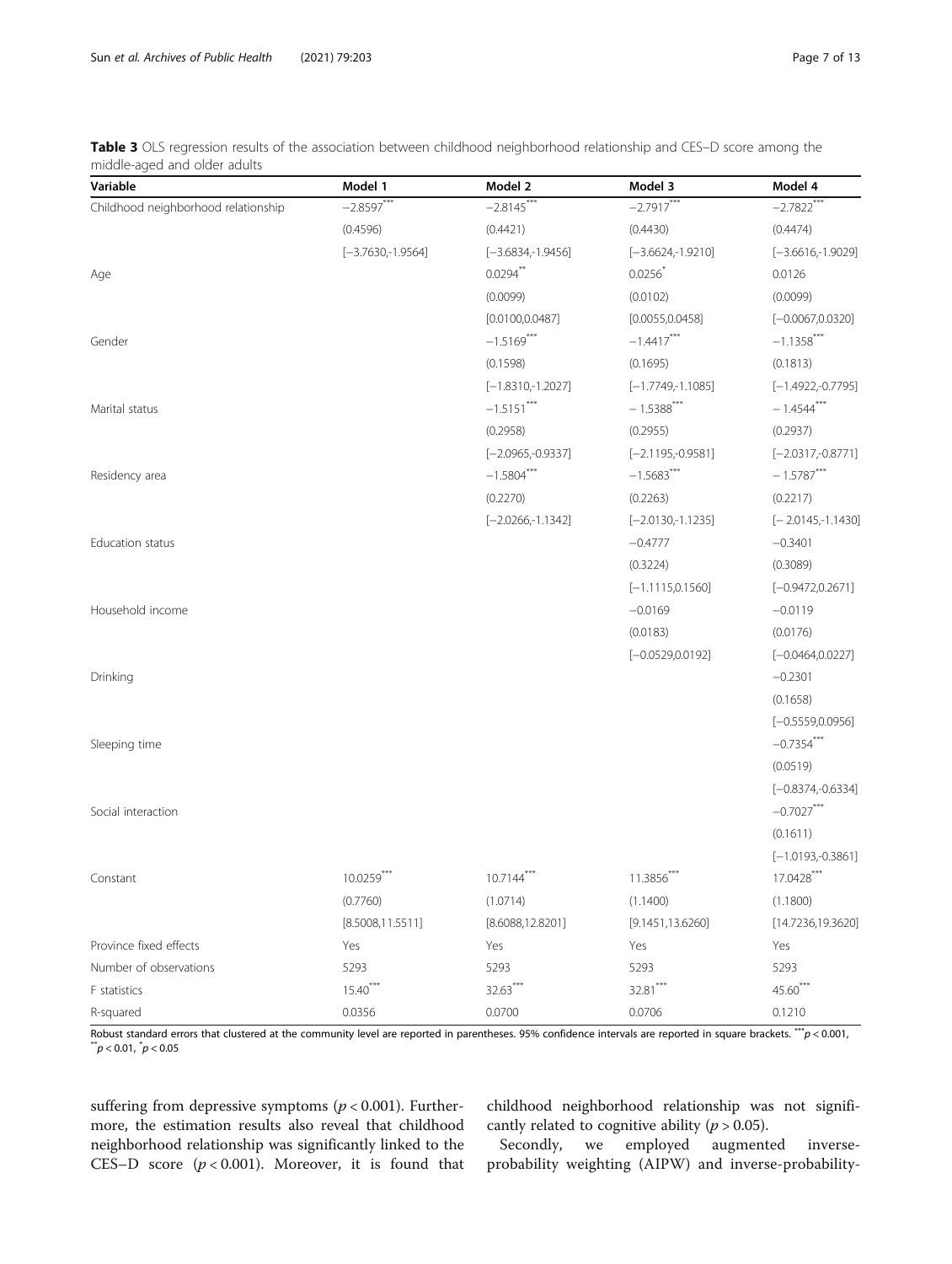**Table 3** OLS regression results of the association between childhood neighborhood relationship and CES–D score among the middle-aged and older adults

| Variable | Model 1 | Model 2 | Model 3 | Model 4 |
|---|---|---|---|---|
| Childhood neighborhood relationship | $-2.8597^{***}$ | $-2.8145^{***}$ | $-2.7917^{***}$ | $-2.7822^{***}$ |
| | (0.4596) | (0.4421) | (0.4430) | (0.4474) |
| | [−3.7630,-1.9564] | [−3.6834,-1.9456] | [−3.6624,-1.9210] | [−3.6616,-1.9029] |
| Age | | $0.0294^{**}$ | $0.0256^{*}$ | 0.0126 |
| | | (0.0099) | (0.0102) | (0.0099) |
| | | [0.0100,0.0487] | [0.0055,0.0458] | [−0.0067,0.0320] |
| Gender | | $-1.5169^{***}$ | $-1.4417^{***}$ | $-1.1358^{***}$ |
| | | (0.1598) | (0.1695) | (0.1813) |
| | | [−1.8310,-1.2027] | [−1.7749,-1.1085] | [−1.4922,-0.7795] |
| Marital status | | $-1.5151^{***}$ | $-1.5388^{***}$ | $-1.4544^{***}$ |
| | | (0.2958) | (0.2955) | (0.2937) |
| | | [−2.0965,-0.9337] | [−2.1195,-0.9581] | [−2.0317,-0.8771] |
| Residency area | | $-1.5804^{***}$ | $-1.5683^{***}$ | $-1.5787^{***}$ |
| | | (0.2270) | (0.2263) | (0.2217) |
| | | [−2.0266,-1.1342] | [−2.0130,-1.1235] | [− 2.0145,-1.1430] |
| Education status | | | −0.4777 | −0.3401 |
| | | | (0.3224) | (0.3089) |
| | | | [−1.1115,0.1560] | [−0.9472,0.2671] |
| Household income | | | −0.0169 | −0.0119 |
| | | | (0.0183) | (0.0176) |
| | | | [−0.0529,0.0192] | [−0.0464,0.0227] |
| Drinking | | | | −0.2301 |
| | | | | (0.1658) |
| | | | | [−0.5559,0.0956] |
| Sleeping time | | | | $-0.7354^{***}$ |
| | | | | (0.0519) |
| | | | | [−0.8374,-0.6334] |
| Social interaction | | | | $-0.7027^{***}$ |
| | | | | (0.1611) |
| | | | | [−1.0193,-0.3861] |
| Constant | $10.0259^{***}$ | $10.7144^{***}$ | $11.3856^{***}$ | $17.0428^{***}$ |
| | (0.7760) | (1.0714) | (1.1400) | (1.1800) |
| | [8.5008,11.5511] | [8.6088,12.8201] | [9.1451,13.6260] | [14.7236,19.3620] |
| Province fixed effects | Yes | Yes | Yes | Yes |
| Number of observations | 5293 | 5293 | 5293 | 5293 |
| F statistics | $15.40^{***}$ | $32.63^{***}$ | $32.81^{***}$ | $45.60^{***}$ |
| R-squared | 0.0356 | 0.0700 | 0.0706 | 0.1210 |

Robust standard errors that clustered at the community level are reported in parentheses. 95% confidence intervals are reported in square brackets. $^{***}p < 0.001$, $^{**}p < 0.01$, $^{*}p < 0.05$

suffering from depressive symptoms ($p < 0.001$). Furthermore, the estimation results also reveal that childhood neighborhood relationship was significantly linked to the CES–D score ($p < 0.001$). Moreover, it is found that childhood neighborhood relationship was not significantly related to cognitive ability ($p > 0.05$).

Secondly, we employed augmented inverse-probability weighting (AIPW) and inverse-probability-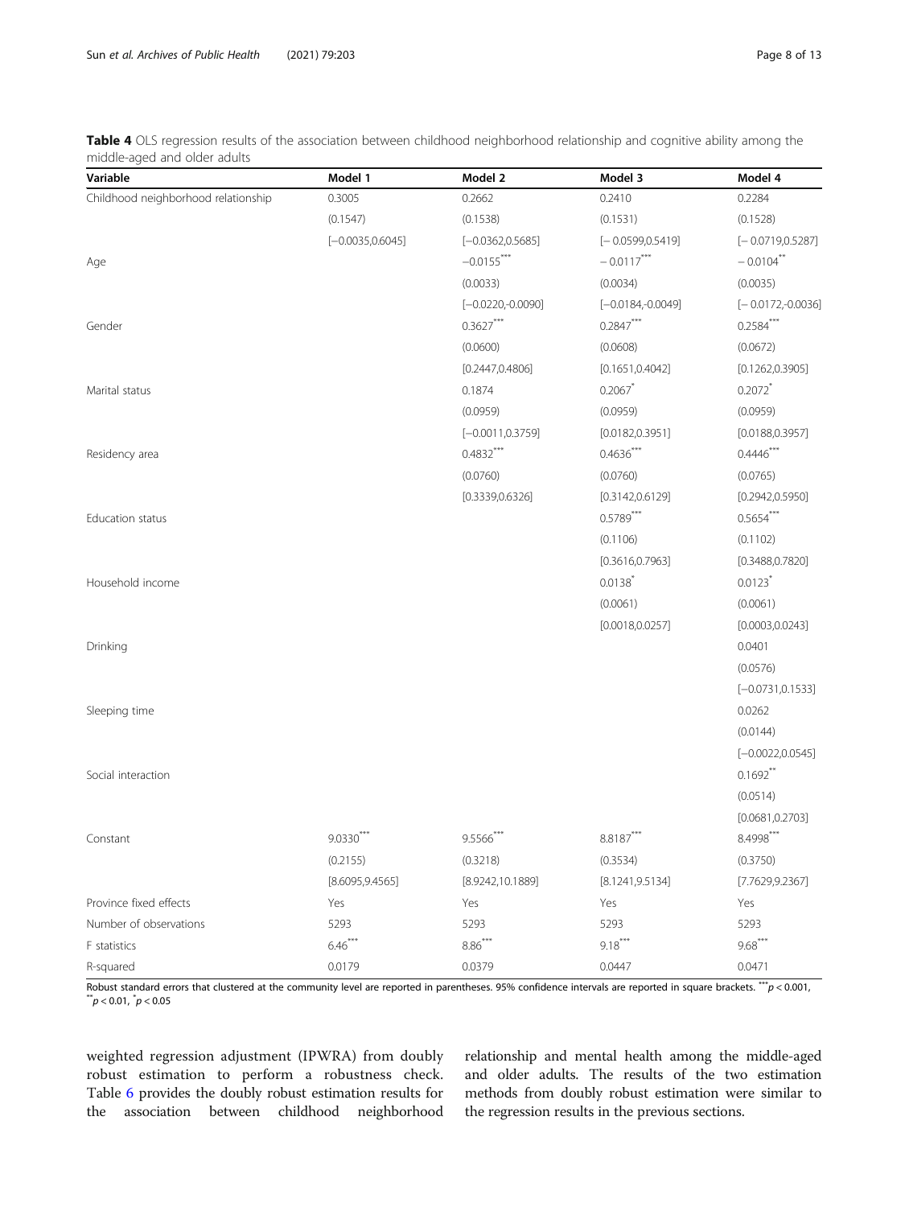**Table 4** OLS regression results of the association between childhood neighborhood relationship and cognitive ability among the middle-aged and older adults

| Variable | Model 1 | Model 2 | Model 3 | Model 4 |
|---|---|---|---|---|
| Childhood neighborhood relationship | 0.3005 | 0.2662 | 0.2410 | 0.2284 |
| | (0.1547) | (0.1538) | (0.1531) | (0.1528) |
| | [−0.0035,0.6045] | [−0.0362,0.5685] | [− 0.0599,0.5419] | [− 0.0719,0.5287] |
| Age | | −0.0155*** | − 0.0117*** | − 0.0104** |
| | | (0.0033) | (0.0034) | (0.0035) |
| | | [−0.0220,-0.0090] | [−0.0184,-0.0049] | [− 0.0172,-0.0036] |
| Gender | | 0.3627*** | 0.2847*** | 0.2584*** |
| | | (0.0600) | (0.0608) | (0.0672) |
| | | [0.2447,0.4806] | [0.1651,0.4042] | [0.1262,0.3905] |
| Marital status | | 0.1874 | 0.2067* | 0.2072* |
| | | (0.0959) | (0.0959) | (0.0959) |
| | | [−0.0011,0.3759] | [0.0182,0.3951] | [0.0188,0.3957] |
| Residency area | | 0.4832*** | 0.4636*** | 0.4446*** |
| | | (0.0760) | (0.0760) | (0.0765) |
| | | [0.3339,0.6326] | [0.3142,0.6129] | [0.2942,0.5950] |
| Education status | | | 0.5789*** | 0.5654*** |
| | | | (0.1106) | (0.1102) |
| | | | [0.3616,0.7963] | [0.3488,0.7820] |
| Household income | | | 0.0138* | 0.0123* |
| | | | (0.0061) | (0.0061) |
| | | | [0.0018,0.0257] | [0.0003,0.0243] |
| Drinking | | | | 0.0401 |
| | | | | (0.0576) |
| | | | | [−0.0731,0.1533] |
| Sleeping time | | | | 0.0262 |
| | | | | (0.0144) |
| | | | | [−0.0022,0.0545] |
| Social interaction | | | | 0.1692** |
| | | | | (0.0514) |
| | | | | [0.0681,0.2703] |
| Constant | 9.0330*** | 9.5566*** | 8.8187*** | 8.4998*** |
| | (0.2155) | (0.3218) | (0.3534) | (0.3750) |
| | [8.6095,9.4565] | [8.9242,10.1889] | [8.1241,9.5134] | [7.7629,9.2367] |
| Province fixed effects | Yes | Yes | Yes | Yes |
| Number of observations | 5293 | 5293 | 5293 | 5293 |
| F statistics | 6.46*** | 8.86*** | 9.18*** | 9.68*** |
| R-squared | 0.0179 | 0.0379 | 0.0447 | 0.0471 |

Robust standard errors that clustered at the community level are reported in parentheses. 95% confidence intervals are reported in square brackets. ***$p < 0.001$, **$p < 0.01$, *$p < 0.05$

weighted regression adjustment (IPWRA) from doubly robust estimation to perform a robustness check. Table 6 provides the doubly robust estimation results for the association between childhood neighborhood relationship and mental health among the middle-aged and older adults. The results of the two estimation methods from doubly robust estimation were similar to the regression results in the previous sections.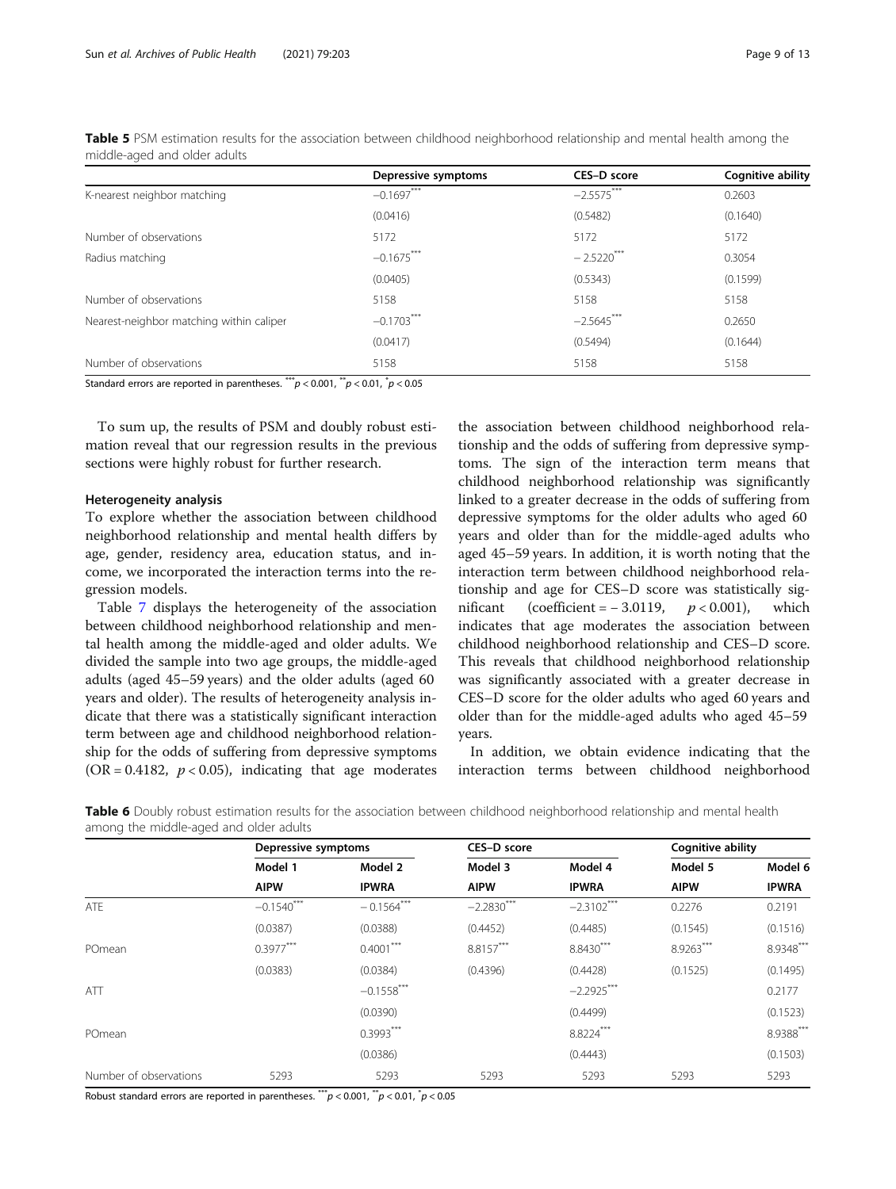**Table 5** PSM estimation results for the association between childhood neighborhood relationship and mental health among the middle-aged and older adults

| | Depressive symptoms | CES–D score | Cognitive ability |
|---|---|---|---|
| K-nearest neighbor matching | $-0.1697^{***}$ | $-2.5575^{***}$ | 0.2603 |
| | (0.0416) | (0.5482) | (0.1640) |
| Number of observations | 5172 | 5172 | 5172 |
| Radius matching | $-0.1675^{***}$ | $-2.5220^{***}$ | 0.3054 |
| | (0.0405) | (0.5343) | (0.1599) |
| Number of observations | 5158 | 5158 | 5158 |
| Nearest-neighbor matching within caliper | $-0.1703^{***}$ | $-2.5645^{***}$ | 0.2650 |
| | (0.0417) | (0.5494) | (0.1644) |
| Number of observations | 5158 | 5158 | 5158 |

Standard errors are reported in parentheses. $^{***}p < 0.001$, $^{**}p < 0.01$, $^{*}p < 0.05$

To sum up, the results of PSM and doubly robust estimation reveal that our regression results in the previous sections were highly robust for further research.

### Heterogeneity analysis

To explore whether the association between childhood neighborhood relationship and mental health differs by age, gender, residency area, education status, and income, we incorporated the interaction terms into the regression models.

Table 7 displays the heterogeneity of the association between childhood neighborhood relationship and mental health among the middle-aged and older adults. We divided the sample into two age groups, the middle-aged adults (aged 45–59 years) and the older adults (aged 60 years and older). The results of heterogeneity analysis indicate that there was a statistically significant interaction term between age and childhood neighborhood relationship for the odds of suffering from depressive symptoms (OR = 0.4182, $p < 0.05$), indicating that age moderates the association between childhood neighborhood relationship and the odds of suffering from depressive symptoms. The sign of the interaction term means that childhood neighborhood relationship was significantly linked to a greater decrease in the odds of suffering from depressive symptoms for the older adults who aged 60 years and older than for the middle-aged adults who aged 45–59 years. In addition, it is worth noting that the interaction term between childhood neighborhood relationship and age for CES–D score was statistically significant (coefficient = − 3.0119, $p < 0.001$), which indicates that age moderates the association between childhood neighborhood relationship and CES–D score. This reveals that childhood neighborhood relationship was significantly associated with a greater decrease in CES–D score for the older adults who aged 60 years and older than for the middle-aged adults who aged 45–59 years.

In addition, we obtain evidence indicating that the interaction terms between childhood neighborhood

**Table 6** Doubly robust estimation results for the association between childhood neighborhood relationship and mental health among the middle-aged and older adults

| | Depressive symptoms | | CES–D score | | Cognitive ability | |
|---|---|---|---|---|---|---|
| | Model 1 | Model 2 | Model 3 | Model 4 | Model 5 | Model 6 |
| | AIPW | IPWRA | AIPW | IPWRA | AIPW | IPWRA |
| ATE | $-0.1540^{***}$ | $-0.1564^{***}$ | $-2.2830^{***}$ | $-2.3102^{***}$ | 0.2276 | 0.2191 |
| | (0.0387) | (0.0388) | (0.4452) | (0.4485) | (0.1545) | (0.1516) |
| POmean | $0.3977^{***}$ | $0.4001^{***}$ | $8.8157^{***}$ | $8.8430^{***}$ | $8.9263^{***}$ | $8.9348^{***}$ |
| | (0.0383) | (0.0384) | (0.4396) | (0.4428) | (0.1525) | (0.1495) |
| ATT | | $-0.1558^{***}$ | | $-2.2925^{***}$ | | 0.2177 |
| | | (0.0390) | | (0.4499) | | (0.1523) |
| POmean | | $0.3993^{***}$ | | $8.8224^{***}$ | | $8.9388^{***}$ |
| | | (0.0386) | | (0.4443) | | (0.1503) |
| Number of observations | 5293 | 5293 | 5293 | 5293 | 5293 | 5293 |

Robust standard errors are reported in parentheses. $^{***}p < 0.001$, $^{**}p < 0.01$, $^{*}p < 0.05$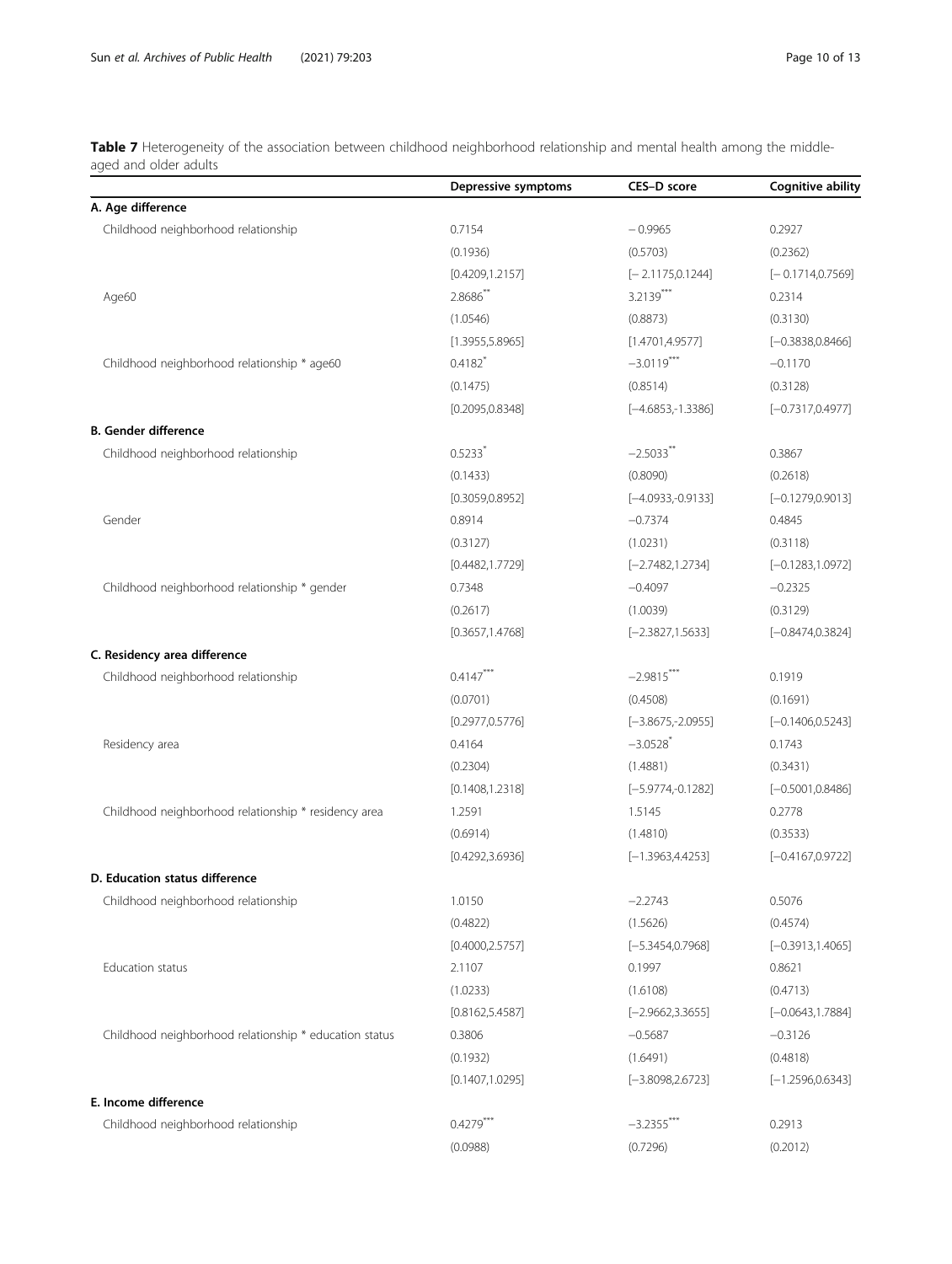**Table 7** Heterogeneity of the association between childhood neighborhood relationship and mental health among the middle-aged and older adults

| | Depressive symptoms | CES–D score | Cognitive ability |
|---|---|---|---|
| **A. Age difference** | | | |
| Childhood neighborhood relationship | 0.7154 | −0.9965 | 0.2927 |
| | (0.1936) | (0.5703) | (0.2362) |
| | [0.4209,1.2157] | [−2.1175,0.1244] | [−0.1714,0.7569] |
| Age60 | 2.8686** | 3.2139*** | 0.2314 |
| | (1.0546) | (0.8873) | (0.3130) |
| | [1.3955,5.8965] | [1.4701,4.9577] | [−0.3838,0.8466] |
| Childhood neighborhood relationship * age60 | 0.4182* | −3.0119*** | −0.1170 |
| | (0.1475) | (0.8514) | (0.3128) |
| | [0.2095,0.8348] | [−4.6853,-1.3386] | [−0.7317,0.4977] |
| **B. Gender difference** | | | |
| Childhood neighborhood relationship | 0.5233* | −2.5033** | 0.3867 |
| | (0.1433) | (0.8090) | (0.2618) |
| | [0.3059,0.8952] | [−4.0933,-0.9133] | [−0.1279,0.9013] |
| Gender | 0.8914 | −0.7374 | 0.4845 |
| | (0.3127) | (1.0231) | (0.3118) |
| | [0.4482,1.7729] | [−2.7482,1.2734] | [−0.1283,1.0972] |
| Childhood neighborhood relationship * gender | 0.7348 | −0.4097 | −0.2325 |
| | (0.2617) | (1.0039) | (0.3129) |
| | [0.3657,1.4768] | [−2.3827,1.5633] | [−0.8474,0.3824] |
| **C. Residency area difference** | | | |
| Childhood neighborhood relationship | 0.4147*** | −2.9815*** | 0.1919 |
| | (0.0701) | (0.4508) | (0.1691) |
| | [0.2977,0.5776] | [−3.8675,-2.0955] | [−0.1406,0.5243] |
| Residency area | 0.4164 | −3.0528* | 0.1743 |
| | (0.2304) | (1.4881) | (0.3431) |
| | [0.1408,1.2318] | [−5.9774,-0.1282] | [−0.5001,0.8486] |
| Childhood neighborhood relationship * residency area | 1.2591 | 1.5145 | 0.2778 |
| | (0.6914) | (1.4810) | (0.3533) |
| | [0.4292,3.6936] | [−1.3963,4.4253] | [−0.4167,0.9722] |
| **D. Education status difference** | | | |
| Childhood neighborhood relationship | 1.0150 | −2.2743 | 0.5076 |
| | (0.4822) | (1.5626) | (0.4574) |
| | [0.4000,2.5757] | [−5.3454,0.7968] | [−0.3913,1.4065] |
| Education status | 2.1107 | 0.1997 | 0.8621 |
| | (1.0233) | (1.6108) | (0.4713) |
| | [0.8162,5.4587] | [−2.9662,3.3655] | [−0.0643,1.7884] |
| Childhood neighborhood relationship * education status | 0.3806 | −0.5687 | −0.3126 |
| | (0.1932) | (1.6491) | (0.4818) |
| | [0.1407,1.0295] | [−3.8098,2.6723] | [−1.2596,0.6343] |
| **E. Income difference** | | | |
| Childhood neighborhood relationship | 0.4279*** | −3.2355*** | 0.2913 |
| | (0.0988) | (0.7296) | (0.2012) |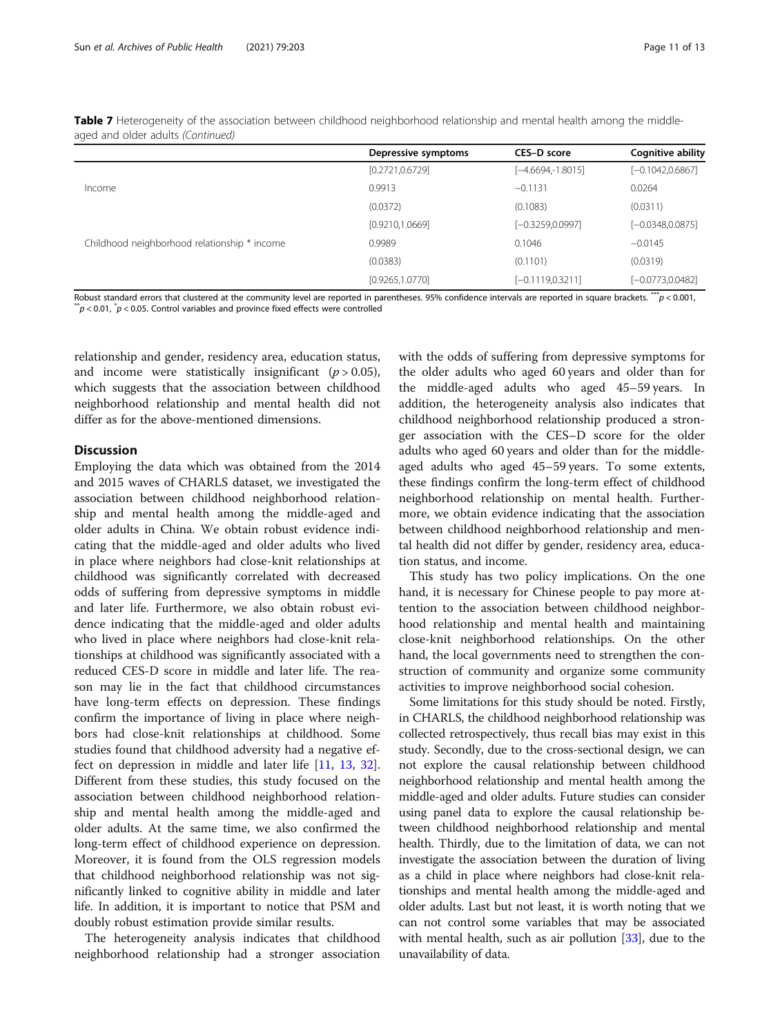**Table 7** Heterogeneity of the association between childhood neighborhood relationship and mental health among the middle-aged and older adults *(Continued)*

| | Depressive symptoms | CES–D score | Cognitive ability |
|---|---|---|---|
| | [0.2721,0.6729] | [−4.6694,-1.8015] | [−0.1042,0.6867] |
| Income | 0.9913 | −0.1131 | 0.0264 |
| | (0.0372) | (0.1083) | (0.0311) |
| | [0.9210,1.0669] | [−0.3259,0.0997] | [−0.0348,0.0875] |
| Childhood neighborhood relationship * income | 0.9989 | 0.1046 | −0.0145 |
| | (0.0383) | (0.1101) | (0.0319) |
| | [0.9265,1.0770] | [−0.1119,0.3211] | [−0.0773,0.0482] |

Robust standard errors that clustered at the community level are reported in parentheses. 95% confidence intervals are reported in square brackets. *** $p < 0.001$, ** $p < 0.01$, * $p < 0.05$. Control variables and province fixed effects were controlled

relationship and gender, residency area, education status, and income were statistically insignificant ($p > 0.05$), which suggests that the association between childhood neighborhood relationship and mental health did not differ as for the above-mentioned dimensions.

## Discussion

Employing the data which was obtained from the 2014 and 2015 waves of CHARLS dataset, we investigated the association between childhood neighborhood relationship and mental health among the middle-aged and older adults in China. We obtain robust evidence indicating that the middle-aged and older adults who lived in place where neighbors had close-knit relationships at childhood was significantly correlated with decreased odds of suffering from depressive symptoms in middle and later life. Furthermore, we also obtain robust evidence indicating that the middle-aged and older adults who lived in place where neighbors had close-knit relationships at childhood was significantly associated with a reduced CES-D score in middle and later life. The reason may lie in the fact that childhood circumstances have long-term effects on depression. These findings confirm the importance of living in place where neighbors had close-knit relationships at childhood. Some studies found that childhood adversity had a negative effect on depression in middle and later life [11, 13, 32]. Different from these studies, this study focused on the association between childhood neighborhood relationship and mental health among the middle-aged and older adults. At the same time, we also confirmed the long-term effect of childhood experience on depression. Moreover, it is found from the OLS regression models that childhood neighborhood relationship was not significantly linked to cognitive ability in middle and later life. In addition, it is important to notice that PSM and doubly robust estimation provide similar results.

The heterogeneity analysis indicates that childhood neighborhood relationship had a stronger association with the odds of suffering from depressive symptoms for the older adults who aged 60 years and older than for the middle-aged adults who aged 45–59 years. In addition, the heterogeneity analysis also indicates that childhood neighborhood relationship produced a stronger association with the CES–D score for the older adults who aged 60 years and older than for the middle-aged adults who aged 45–59 years. To some extents, these findings confirm the long-term effect of childhood neighborhood relationship on mental health. Furthermore, we obtain evidence indicating that the association between childhood neighborhood relationship and mental health did not differ by gender, residency area, education status, and income.

This study has two policy implications. On the one hand, it is necessary for Chinese people to pay more attention to the association between childhood neighborhood relationship and mental health and maintaining close-knit neighborhood relationships. On the other hand, the local governments need to strengthen the construction of community and organize some community activities to improve neighborhood social cohesion.

Some limitations for this study should be noted. Firstly, in CHARLS, the childhood neighborhood relationship was collected retrospectively, thus recall bias may exist in this study. Secondly, due to the cross-sectional design, we can not explore the causal relationship between childhood neighborhood relationship and mental health among the middle-aged and older adults. Future studies can consider using panel data to explore the causal relationship between childhood neighborhood relationship and mental health. Thirdly, due to the limitation of data, we can not investigate the association between the duration of living as a child in place where neighbors had close-knit relationships and mental health among the middle-aged and older adults. Last but not least, it is worth noting that we can not control some variables that may be associated with mental health, such as air pollution [33], due to the unavailability of data.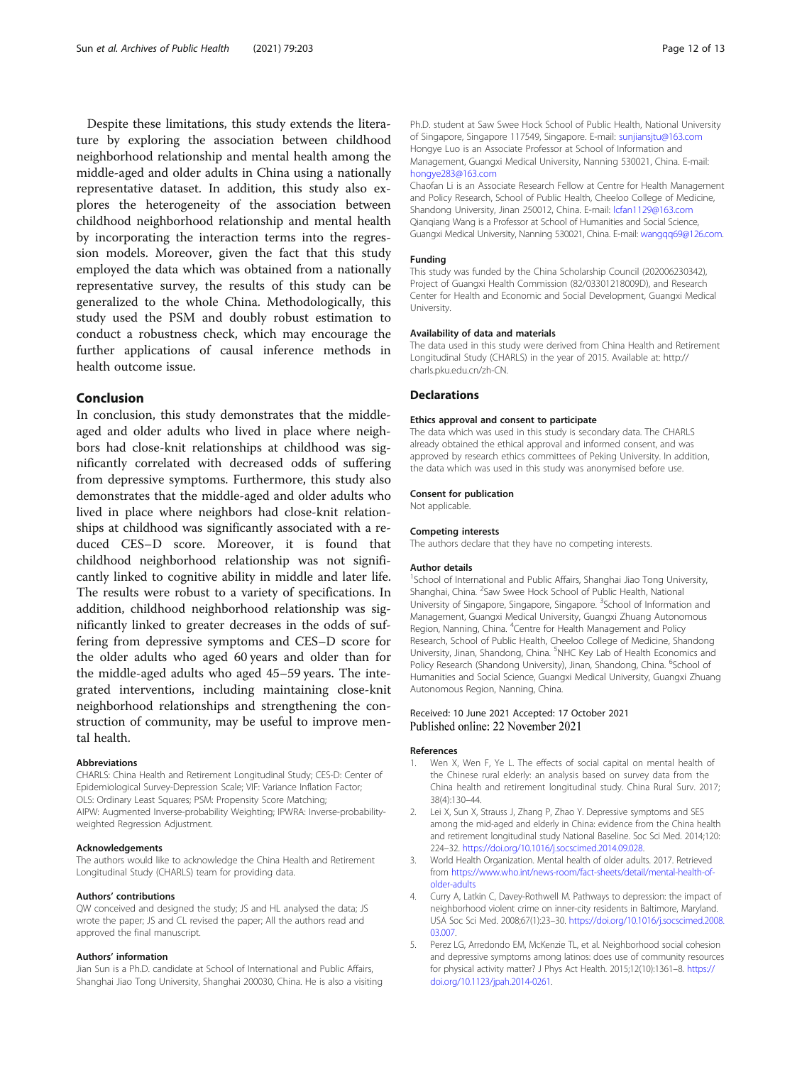Despite these limitations, this study extends the literature by exploring the association between childhood neighborhood relationship and mental health among the middle-aged and older adults in China using a nationally representative dataset. In addition, this study also explores the heterogeneity of the association between childhood neighborhood relationship and mental health by incorporating the interaction terms into the regression models. Moreover, given the fact that this study employed the data which was obtained from a nationally representative survey, the results of this study can be generalized to the whole China. Methodologically, this study used the PSM and doubly robust estimation to conduct a robustness check, which may encourage the further applications of causal inference methods in health outcome issue.

## Conclusion

In conclusion, this study demonstrates that the middle-aged and older adults who lived in place where neighbors had close-knit relationships at childhood was significantly correlated with decreased odds of suffering from depressive symptoms. Furthermore, this study also demonstrates that the middle-aged and older adults who lived in place where neighbors had close-knit relationships at childhood was significantly associated with a reduced CES–D score. Moreover, it is found that childhood neighborhood relationship was not significantly linked to cognitive ability in middle and later life. The results were robust to a variety of specifications. In addition, childhood neighborhood relationship was significantly linked to greater decreases in the odds of suffering from depressive symptoms and CES–D score for the older adults who aged 60 years and older than for the middle-aged adults who aged 45–59 years. The integrated interventions, including maintaining close-knit neighborhood relationships and strengthening the construction of community, may be useful to improve mental health.

### Abbreviations

CHARLS: China Health and Retirement Longitudinal Study; CES-D: Center of Epidemiological Survey-Depression Scale; VIF: Variance Inflation Factor; OLS: Ordinary Least Squares; PSM: Propensity Score Matching; AIPW: Augmented Inverse-probability Weighting; IPWRA: Inverse-probability-weighted Regression Adjustment.

### Acknowledgements

The authors would like to acknowledge the China Health and Retirement Longitudinal Study (CHARLS) team for providing data.

### Authors' contributions

QW conceived and designed the study; JS and HL analysed the data; JS wrote the paper; JS and CL revised the paper; All the authors read and approved the final manuscript.

### Authors' information

Jian Sun is a Ph.D. candidate at School of International and Public Affairs, Shanghai Jiao Tong University, Shanghai 200030, China. He is also a visiting Ph.D. student at Saw Swee Hock School of Public Health, National University of Singapore, Singapore 117549, Singapore. E-mail: sunjiansjtu@163.com

Hongye Luo is an Associate Professor at School of Information and Management, Guangxi Medical University, Nanning 530021, China. E-mail: hongye283@163.com

Chaofan Li is an Associate Research Fellow at Centre for Health Management and Policy Research, School of Public Health, Cheeloo College of Medicine, Shandong University, Jinan 250012, China. E-mail: lcfan1129@163.com

Qianqiang Wang is a Professor at School of Humanities and Social Science, Guangxi Medical University, Nanning 530021, China. E-mail: wangqq69@126.com.

### Funding

This study was funded by the China Scholarship Council (202006230342), Project of Guangxi Health Commission (82/03301218009D), and Research Center for Health and Economic and Social Development, Guangxi Medical University.

### Availability of data and materials

The data used in this study were derived from China Health and Retirement Longitudinal Study (CHARLS) in the year of 2015. Available at: http://charls.pku.edu.cn/zh-CN.

## Declarations

### Ethics approval and consent to participate

The data which was used in this study is secondary data. The CHARLS already obtained the ethical approval and informed consent, and was approved by research ethics committees of Peking University. In addition, the data which was used in this study was anonymised before use.

### Consent for publication

Not applicable.

### Competing interests

The authors declare that they have no competing interests.

### Author details

[1]School of International and Public Affairs, Shanghai Jiao Tong University, Shanghai, China. [2]Saw Swee Hock School of Public Health, National University of Singapore, Singapore, Singapore. [3]School of Information and Management, Guangxi Medical University, Guangxi Zhuang Autonomous Region, Nanning, China. [4]Centre for Health Management and Policy Research, School of Public Health, Cheeloo College of Medicine, Shandong University, Jinan, Shandong, China. [5]NHC Key Lab of Health Economics and Policy Research (Shandong University), Jinan, Shandong, China. [6]School of Humanities and Social Science, Guangxi Medical University, Guangxi Zhuang Autonomous Region, Nanning, China.

Received: 10 June 2021 Accepted: 17 October 2021
Published online: 22 November 2021

### References

1. Wen X, Wen F, Ye L. The effects of social capital on mental health of the Chinese rural elderly: an analysis based on survey data from the China health and retirement longitudinal study. China Rural Surv. 2017; 38(4):130–44.
2. Lei X, Sun X, Strauss J, Zhang P, Zhao Y. Depressive symptoms and SES among the mid-aged and elderly in China: evidence from the China health and retirement longitudinal study National Baseline. Soc Sci Med. 2014;120: 224–32. https://doi.org/10.1016/j.socscimed.2014.09.028.
3. World Health Organization. Mental health of older adults. 2017. Retrieved from https://www.who.int/news-room/fact-sheets/detail/mental-health-of-older-adults
4. Curry A, Latkin C, Davey-Rothwell M. Pathways to depression: the impact of neighborhood violent crime on inner-city residents in Baltimore, Maryland. USA Soc Sci Med. 2008;67(1):23–30. https://doi.org/10.1016/j.socscimed.2008.03.007.
5. Perez LG, Arredondo EM, McKenzie TL, et al. Neighborhood social cohesion and depressive symptoms among latinos: does use of community resources for physical activity matter? J Phys Act Health. 2015;12(10):1361–8. https://doi.org/10.1123/jpah.2014-0261.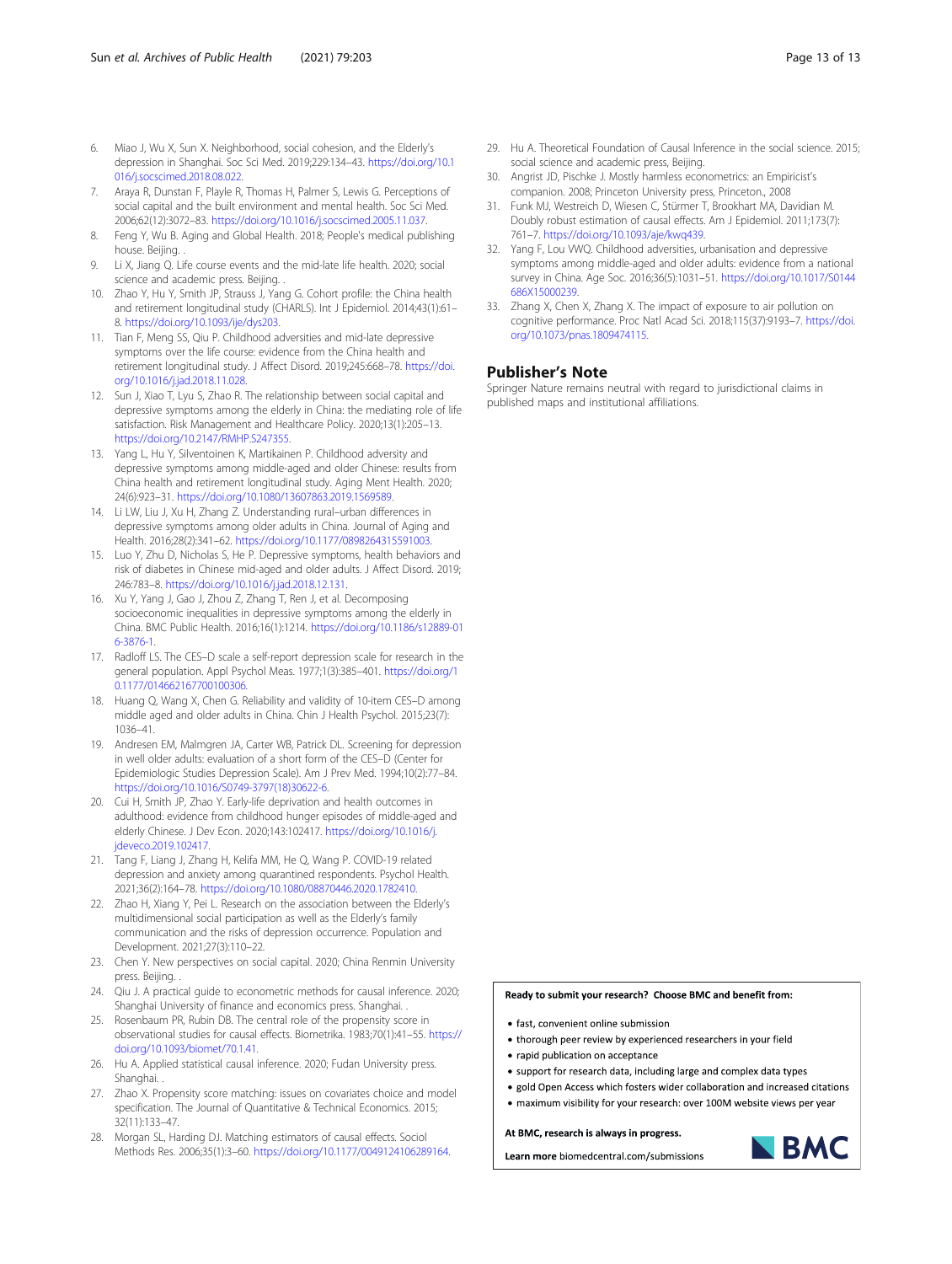6. Miao J, Wu X, Sun X. Neighborhood, social cohesion, and the Elderly's depression in Shanghai. Soc Sci Med. 2019;229:134–43. https://doi.org/10.1016/j.socscimed.2018.08.022.
7. Araya R, Dunstan F, Playle R, Thomas H, Palmer S, Lewis G. Perceptions of social capital and the built environment and mental health. Soc Sci Med. 2006;62(12):3072–83. https://doi.org/10.1016/j.socscimed.2005.11.037.
8. Feng Y, Wu B. Aging and Global Health. 2018; People's medical publishing house. Beijing. .
9. Li X, Jiang Q. Life course events and the mid-late life health. 2020; social science and academic press. Beijing. .
10. Zhao Y, Hu Y, Smith JP, Strauss J, Yang G. Cohort profile: the China health and retirement longitudinal study (CHARLS). Int J Epidemiol. 2014;43(1):61–8. https://doi.org/10.1093/ije/dys203.
11. Tian F, Meng SS, Qiu P. Childhood adversities and mid-late depressive symptoms over the life course: evidence from the China health and retirement longitudinal study. J Affect Disord. 2019;245:668–78. https://doi.org/10.1016/j.jad.2018.11.028.
12. Sun J, Xiao T, Lyu S, Zhao R. The relationship between social capital and depressive symptoms among the elderly in China: the mediating role of life satisfaction. Risk Management and Healthcare Policy. 2020;13(1):205–13. https://doi.org/10.2147/RMHP.S247355.
13. Yang L, Hu Y, Silventoinen K, Martikainen P. Childhood adversity and depressive symptoms among middle-aged and older Chinese: results from China health and retirement longitudinal study. Aging Ment Health. 2020; 24(6):923–31. https://doi.org/10.1080/13607863.2019.1569589.
14. Li LW, Liu J, Xu H, Zhang Z. Understanding rural–urban differences in depressive symptoms among older adults in China. Journal of Aging and Health. 2016;28(2):341–62. https://doi.org/10.1177/0898264315591003.
15. Luo Y, Zhu D, Nicholas S, He P. Depressive symptoms, health behaviors and risk of diabetes in Chinese mid-aged and older adults. J Affect Disord. 2019; 246:783–8. https://doi.org/10.1016/j.jad.2018.12.131.
16. Xu Y, Yang J, Gao J, Zhou Z, Zhang T, Ren J, et al. Decomposing socioeconomic inequalities in depressive symptoms among the elderly in China. BMC Public Health. 2016;16(1):1214. https://doi.org/10.1186/s12889-016-3876-1.
17. Radloff LS. The CES–D scale a self-report depression scale for research in the general population. Appl Psychol Meas. 1977;1(3):385–401. https://doi.org/10.1177/014662167700100306.
18. Huang Q, Wang X, Chen G. Reliability and validity of 10-item CES–D among middle aged and older adults in China. Chin J Health Psychol. 2015;23(7): 1036–41.
19. Andresen EM, Malmgren JA, Carter WB, Patrick DL. Screening for depression in well older adults: evaluation of a short form of the CES–D (Center for Epidemiologic Studies Depression Scale). Am J Prev Med. 1994;10(2):77–84. https://doi.org/10.1016/S0749-3797(18)30622-6.
20. Cui H, Smith JP, Zhao Y. Early-life deprivation and health outcomes in adulthood: evidence from childhood hunger episodes of middle-aged and elderly Chinese. J Dev Econ. 2020;143:102417. https://doi.org/10.1016/j.jdeveco.2019.102417.
21. Tang F, Liang J, Zhang H, Kelifa MM, He Q, Wang P. COVID-19 related depression and anxiety among quarantined respondents. Psychol Health. 2021;36(2):164–78. https://doi.org/10.1080/08870446.2020.1782410.
22. Zhao H, Xiang Y, Pei L. Research on the association between the Elderly's multidimensional social participation as well as the Elderly's family communication and the risks of depression occurrence. Population and Development. 2021;27(3):110–22.
23. Chen Y. New perspectives on social capital. 2020; China Renmin University press. Beijing. .
24. Qiu J. A practical guide to econometric methods for causal inference. 2020; Shanghai University of finance and economics press. Shanghai. .
25. Rosenbaum PR, Rubin DB. The central role of the propensity score in observational studies for causal effects. Biometrika. 1983;70(1):41–55. https://doi.org/10.1093/biomet/70.1.41.
26. Hu A. Applied statistical causal inference. 2020; Fudan University press. Shanghai. .
27. Zhao X. Propensity score matching: issues on covariates choice and model specification. The Journal of Quantitative & Technical Economics. 2015; 32(11):133–47.
28. Morgan SL, Harding DJ. Matching estimators of causal effects. Sociol Methods Res. 2006;35(1):3–60. https://doi.org/10.1177/0049124106289164.
29. Hu A. Theoretical Foundation of Causal Inference in the social science. 2015; social science and academic press, Beijing.
30. Angrist JD, Pischke J. Mostly harmless econometrics: an Empiricist's companion. 2008; Princeton University press, Princeton., 2008
31. Funk MJ, Westreich D, Wiesen C, Stürmer T, Brookhart MA, Davidian M. Doubly robust estimation of causal effects. Am J Epidemiol. 2011;173(7): 761–7. https://doi.org/10.1093/aje/kwq439.
32. Yang F, Lou VWQ. Childhood adversities, urbanisation and depressive symptoms among middle-aged and older adults: evidence from a national survey in China. Age Soc. 2016;36(5):1031–51. https://doi.org/10.1017/S0144686X15000239.
33. Zhang X, Chen X, Zhang X. The impact of exposure to air pollution on cognitive performance. Proc Natl Acad Sci. 2018;115(37):9193–7. https://doi.org/10.1073/pnas.1809474115.

## Publisher's Note

Springer Nature remains neutral with regard to jurisdictional claims in published maps and institutional affiliations.

**Ready to submit your research? Choose BMC and benefit from:**

- fast, convenient online submission
- thorough peer review by experienced researchers in your field
- rapid publication on acceptance
- support for research data, including large and complex data types
- gold Open Access which fosters wider collaboration and increased citations
- maximum visibility for your research: over 100M website views per year

**At BMC, research is always in progress.**

**Learn more** biomedcentral.com/submissions

BMC